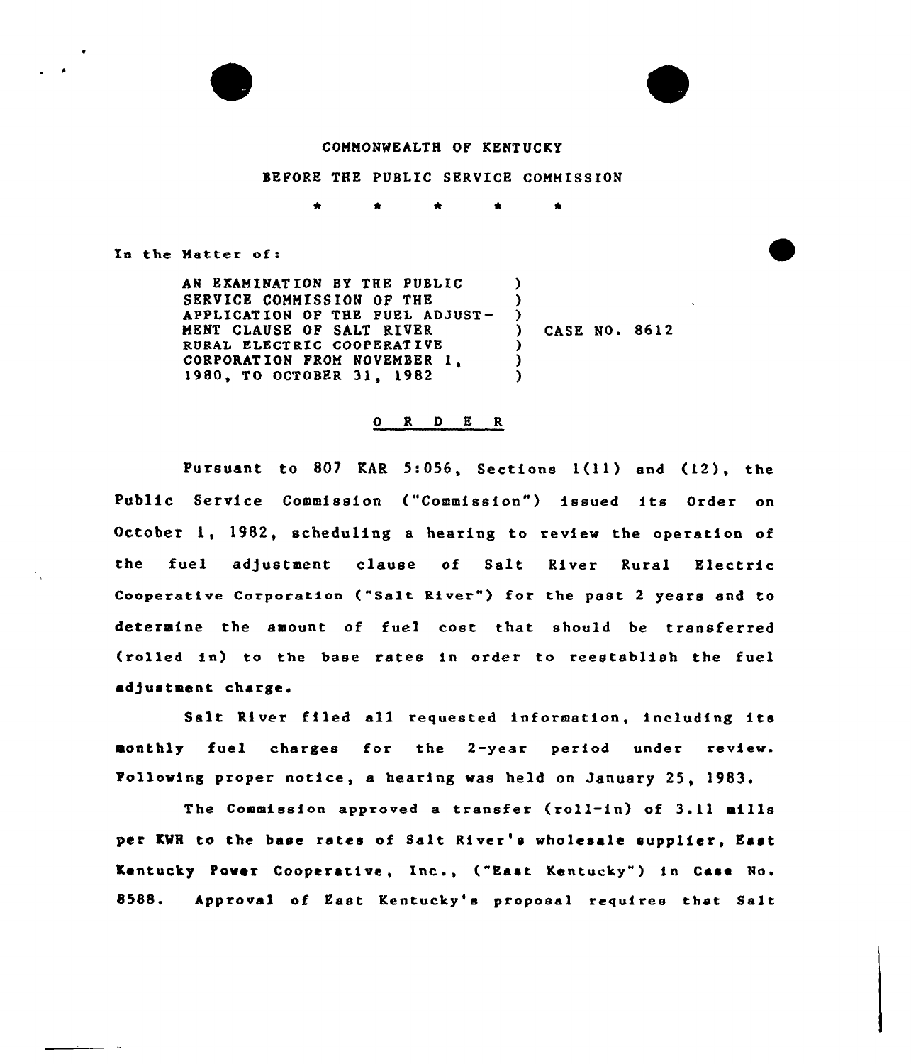COMMONWEALTH OF KENTUCKY

BEFORE THE PUBLIC SERVICE COMMISSION

\* \* \* \* \*

In the Matter of:

AN EXAMINATION BY THE PUBLIC SERVICE COMMISSION OF THE APPLICATION OF THE FUEL ADJUSTMENT CLAUSE OF SALT RIVER RURAL ELECTRIC COOPERATIVE CORPORATION FROM NOVEMBER 1, 1980, TO OCTOBER 31, 1982 ) CASE NO. 8612

O R D E R

Pursuant to 807 KAR 5:056, Sections 1(11) and (12), the Public Service Commission ("Commission") issued its Order on October 1, 1982, scheduling a hearing to review the operation of the fuel adjustment clause of Salt River Rural Electric Cooperative Corporation ("Salt River") for the past 2 years and to determine the amount of fuel cost that should be transferred (rolled in) to the base rates in order to reestablish the fuel adjustment charge.

Salt River filed all requested information, including its monthly fuel charges for the 2-year period under review. Following proper notice, a hearing was held on January 25, 1983.

The Commission approved a transfer (roll-in) of 3.11 mills per KWH to the base rates of Salt River's wholesale supplier, East Kentucky Power Cooperative, Inc., ("East Kentucky") in Case No. 8588. Approval of East Kentucky's proposal requires that Salt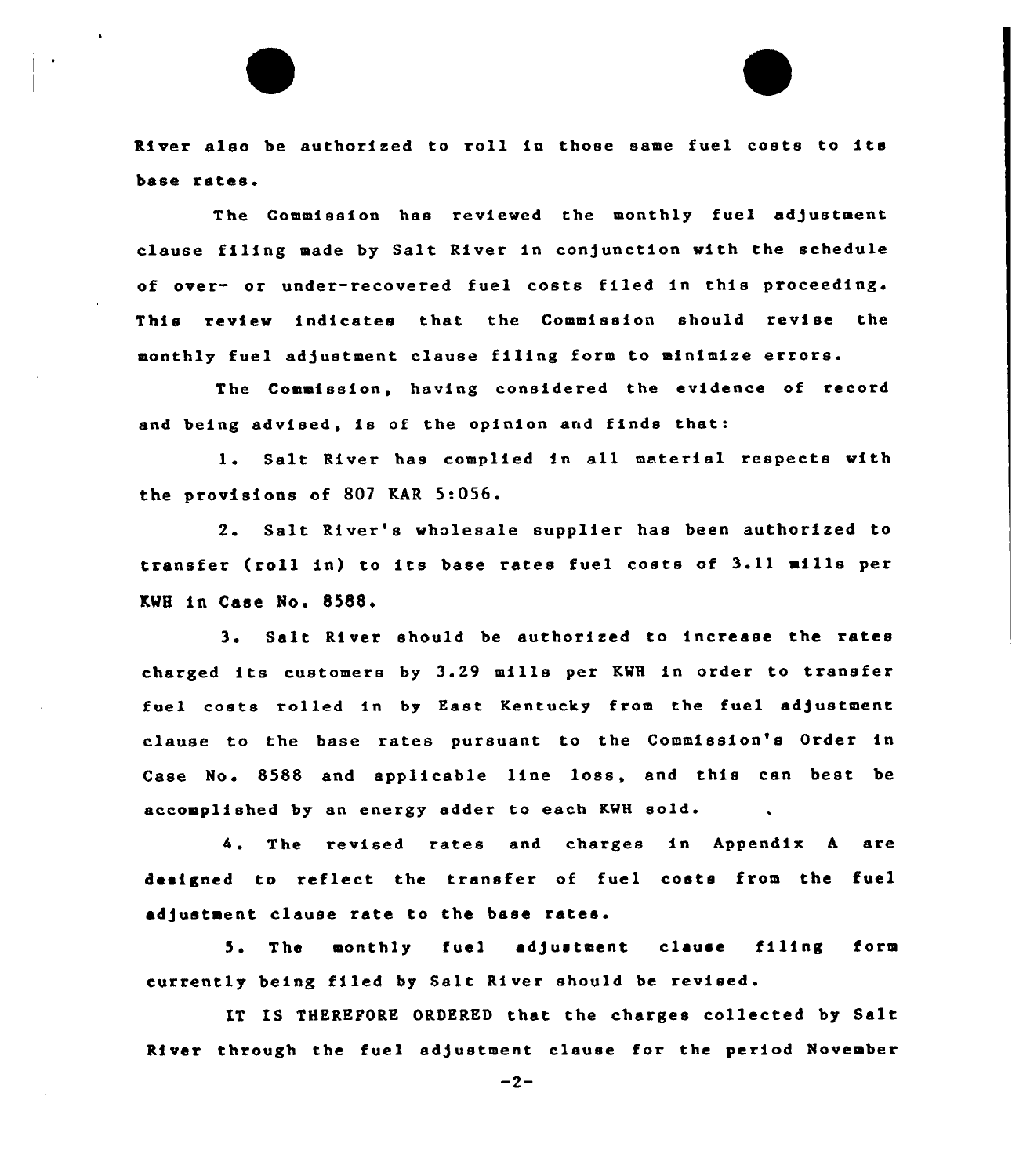River also be authorized to roll in those same fuel costs to its base rates.

The Commission has reviewed the monthly fuel adjustment clause filing made by Salt River in conjunction with the schedule of over- or under-recovered fuel costs filed in this proceeding. This review indicates that the Commission should revise the monthly fuel adjustment clause filing form to minimize errors.

The Commission, having considered the evidence of record and being advised, is of the opinion and finds that:

1. Salt River has complied in all material respects with the provisions of 807 KAR 5:056.

2. Salt River's wholesale supplier has been authorized to transfer (roll in) to its base rates fuel costs of 3.11 mills per KWH in Case No. 8588.

3. Salt River should be authorized to increase the rates charged its customers by 3.29 mills per KWH in order to transfer fuel costs rolled in by East Kentucky from the fuel adjustment clause to the base rates pursuant to the Commission's Order in Case No. 8588 and applicable line loss, and this can best be accomplished by an energy adder to each KWH sold.

4. The revised rates and charges in Appendix A are designed to reflect the transfer of fuel costs from the fuel adjustment clause rate to the base rates.

5. The monthly fuel adjustment clause filing form currently being filed by Salt River should be revised.

IT IS THEREFORE ORDERED that the charges collected by Salt River through the fuel adjustment clause for the period November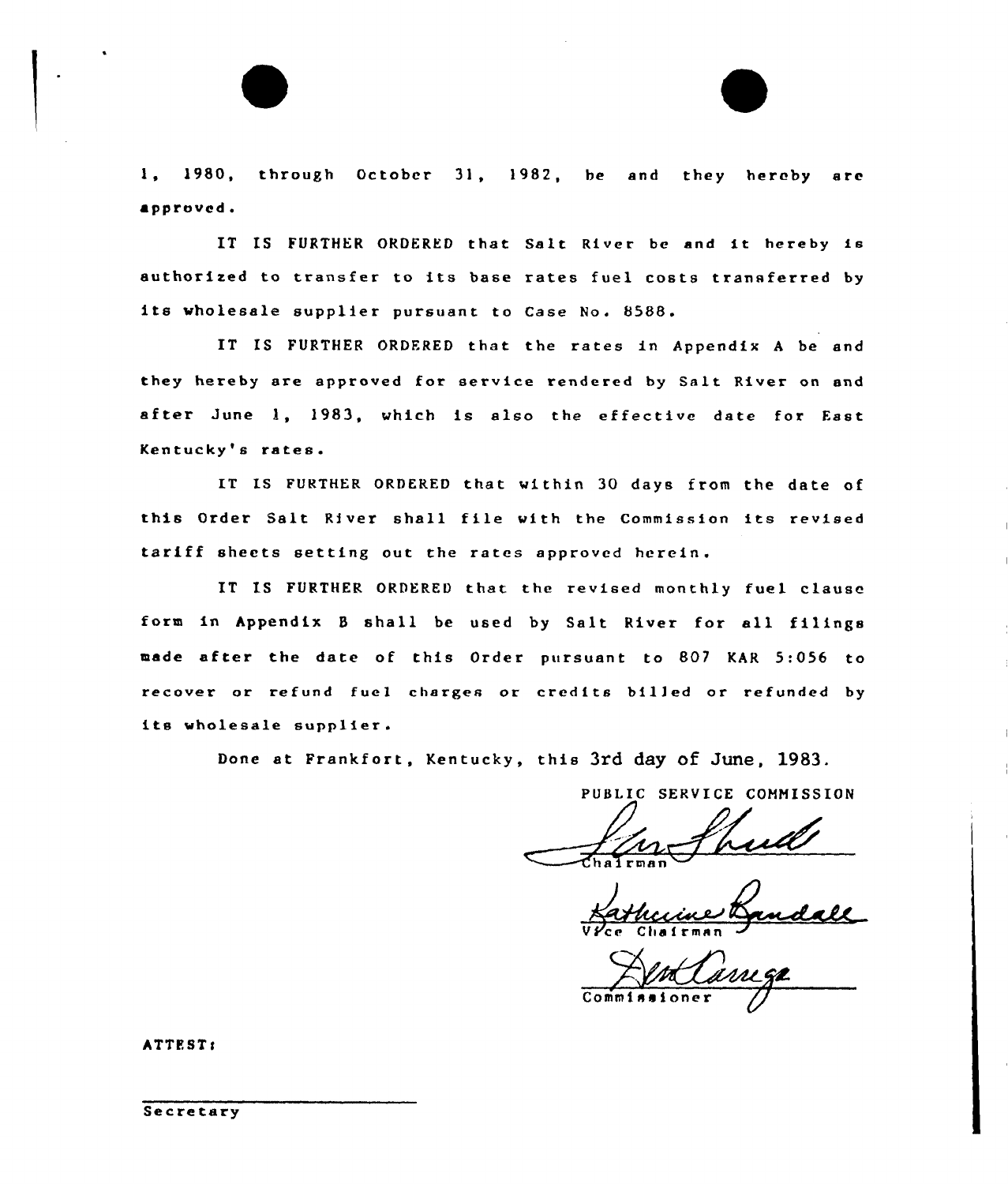1, 1980, through October 31, 1982, be and they hereby are approved.

IT IS FURTHER ORDERED that Salt River be and it hereby is authorized to transfer to its base rates fuel costs transferred by its wholesale supplier pursuant to Case No. 8588.

IT IS FURTHER ORDERED that the rates in Appendix A be and they hereby are approved for service rendered by Salt River on and after June 1, 1983, which is also the effective date for East Kentucky's rates.

IT IS FURTHER ORDERED that within 30 days from the date of this Order Salt River shall file with the Commission its revised tariff sheets setting out the rates approved herein.

IT IS FURTHER ORDERED that the revised monthly fuel clause form in Appendix B shall be used by Salt River for all filings made after the date of this Order pursuant to 807 KAR 5:056 to recover or refund fuel charges or credits billed or refunded by its wholesale supplier.

Done at Frankfort, Kentucky, this 3rd day of June, 1983.

PUBLIC SERVICE COMMISSION

Chairman

Vice Chairman

Commissioner

ATTEST:

Secretary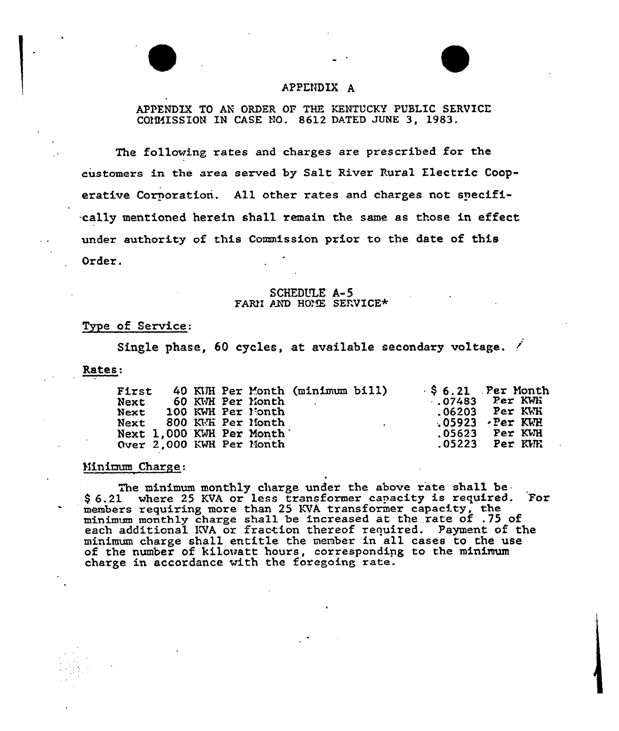# APPENDIX A

APPENDIX TO AN ORDER OF THE KENTUCKY PUBLIC SERVICE COMMISSION IN CASE NO. 8612 DATED JUNE 3, 1983.

The following rates and charges are prescribed for the customers in the area served by Salt River Rural Electric Cooperative Corporation. All other rates and charges not specifically mentioned herein shall remain the same as those in effect under authority of this Commission prior to the date of this Order.

## SCHEDULE A-5
## FARM AND HOME SERVICE*

Type of Service:

Single phase, 60 cycles, at available secondary voltage.

Rates:

| | | |
|---|---|---|
| First 40 KWH Per Month (minimum bill) | $ 6.21 | Per Month |
| Next 60 KWH Per Month | .07483 | Per KWH |
| Next 100 KWH Per Month | .06203 | Per KWH |
| Next 800 KWH Per Month | .05923 | Per KWH |
| Next 1,000 KWH Per Month | .05623 | Per KWH |
| Over 2,000 KWH Per Month | .05223 | Per KWH |

Minimum Charge:

The minimum monthly charge under the above rate shall be $ 6.21 where 25 KVA or less transformer capacity is required. For members requiring more than 25 KVA transformer capacity, the minimum monthly charge shall be increased at the rate of .75 of each additional KVA or fraction thereof required. Payment of the minimum charge shall entitle the member in all cases to the use of the number of kilowatt hours, corresponding to the minimum charge in accordance with the foregoing rate.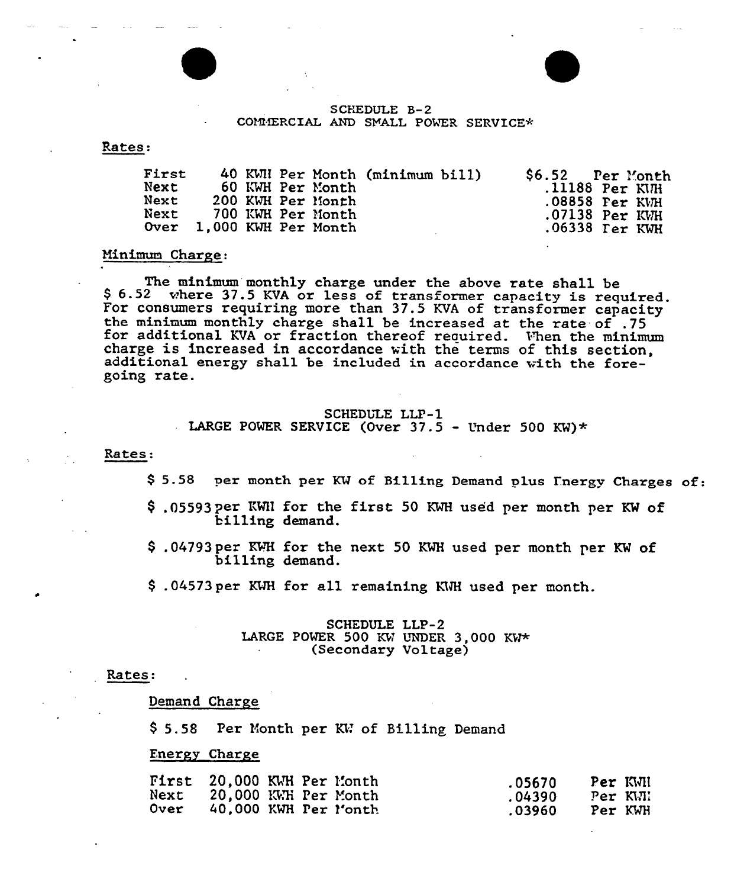## SCHEDULE B-2
## COMMERCIAL AND SMALL POWER SERVICE*

Rates:

| | | |
|---|---|---|
| First 40 KWH Per Month (minimum bill) | $6.52 | Per Month |
| Next 60 KWH Per Month | .11188 | Per KWH |
| Next 200 KWH Per Month | .08858 | Per KWH |
| Next 700 KWH Per Month | .07138 | Per KWH |
| Over 1,000 KWH Per Month | .06338 | Per KWH |

Minimum Charge:

The minimum monthly charge under the above rate shall be $ 6.52 where 37.5 KVA or less of transformer capacity is required. For consumers requiring more than 37.5 KVA of transformer capacity the minimum monthly charge shall be increased at the rate of .75 for additional KVA or fraction thereof required. When the minimum charge is increased in accordance with the terms of this section, additional energy shall be included in accordance with the foregoing rate.

## SCHEDULE LLP-1
## LARGE POWER SERVICE (Over 37.5 - Under 500 KW)*

Rates:

$ 5.58 per month per KW of Billing Demand plus Energy Charges of:

$ .05593 per KWH for the first 50 KWH used per month per KW of billing demand.

$ .04793 per KWH for the next 50 KWH used per month per KW of billing demand.

$ .04573 per KWH for all remaining KWH used per month.

## SCHEDULE LLP-2
## LARGE POWER 500 KW UNDER 3,000 KW*
## (Secondary Voltage)

Rates:

Demand Charge

$ 5.58 Per Month per KW of Billing Demand

Energy Charge

| | | |
|---|---|---|
| First 20,000 KWH Per Month | .05670 | Per KWH |
| Next 20,000 KWH Per Month | .04390 | Per KWH |
| Over 40,000 KWH Per Month | .03960 | Per KWH |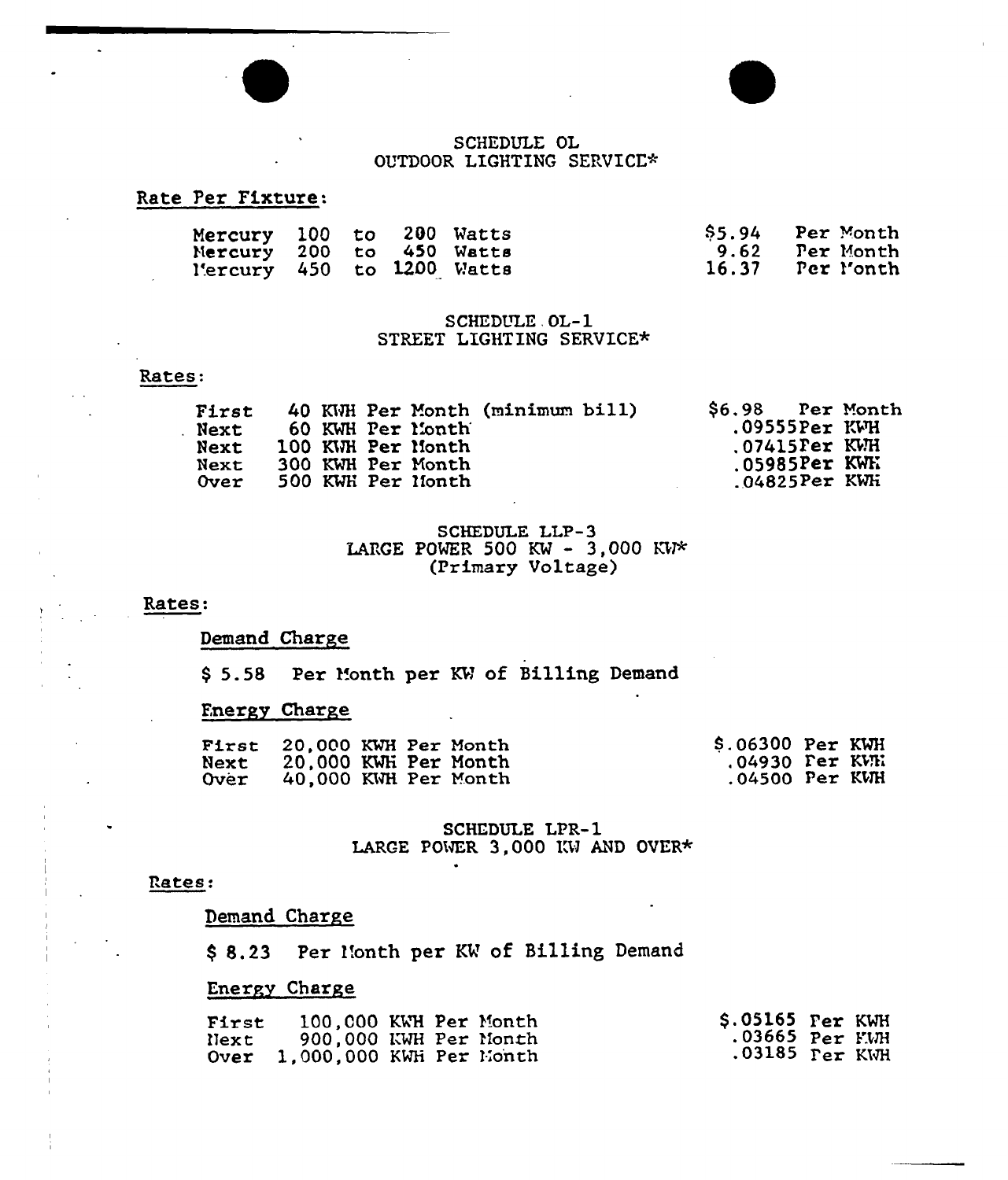## SCHEDULE OL
## OUTDOOR LIGHTING SERVICE*

Rate Per Fixture:

| | | |
|---|---|---|
| Mercury 100 to 200 Watts | $5.94 | Per Month |
| Mercury 200 to 450 Watts | 9.62 | Per Month |
| Mercury 450 to 1200 Watts | 16.37 | Per Month |

## SCHEDULE OL-1
## STREET LIGHTING SERVICE*

Rates:

| | | | |
|---|---|---|---|
| First | 40 KWH Per Month (minimum bill) | $6.98 | Per Month |
| Next | 60 KWH Per Month | .09555 | Per KWH |
| Next | 100 KWH Per Month | .07415 | Per KWH |
| Next | 300 KWH Per Month | .05985 | Per KWH |
| Over | 500 KWH Per Month | .04825 | Per KWH |

## SCHEDULE LLP-3
## LARGE POWER 500 KW - 3,000 KW*
## (Primary Voltage)

Rates:

Demand Charge

$ 5.58 Per Month per KW of Billing Demand

Energy Charge

| | | | |
|---|---|---|---|
| First | 20,000 KWH Per Month | $.06300 | Per KWH |
| Next | 20,000 KWH Per Month | .04930 | Per KWH |
| Over | 40,000 KWH Per Month | .04500 | Per KWH |

## SCHEDULE LPR-1
## LARGE POWER 3,000 KW AND OVER*

Rates:

Demand Charge

$ 8.23 Per Month per KW of Billing Demand

Energy Charge

| | | | |
|---|---|---|---|
| First | 100,000 KWH Per Month | $.05165 | Per KWH |
| Next | 900,000 KWH Per Month | .03665 | Per KWH |
| Over | 1,000,000 KWH Per Month | .03185 | Per KWH |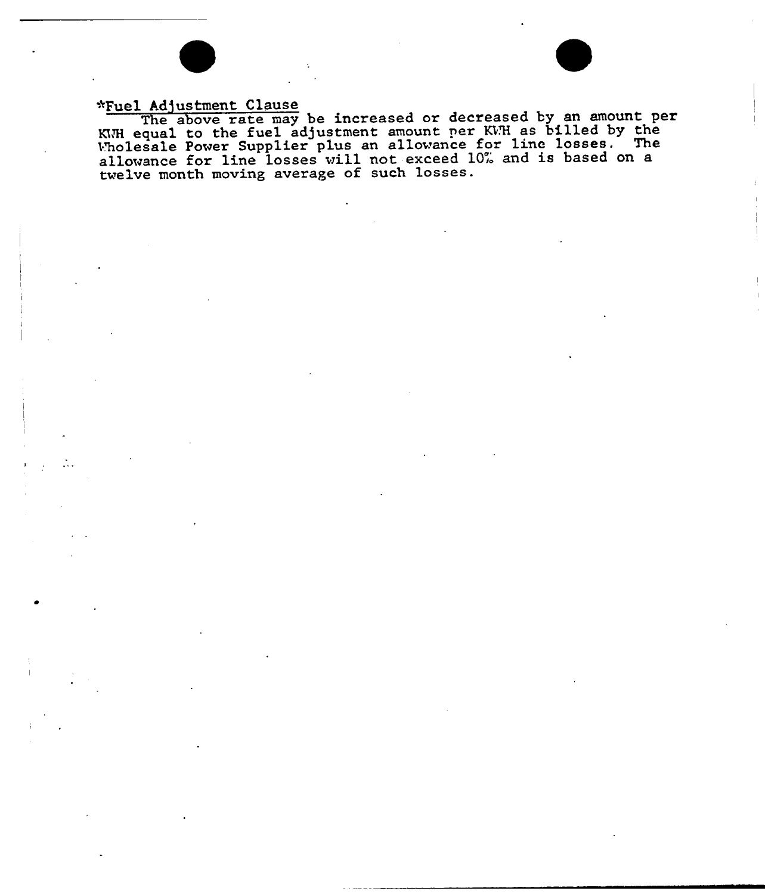*Fuel Adjustment Clause

The above rate may be increased or decreased by an amount per KWH equal to the fuel adjustment amount per KWH as billed by the Wholesale Power Supplier plus an allowance for line losses. The allowance for line losses will not exceed 10% and is based on a twelve month moving average of such losses.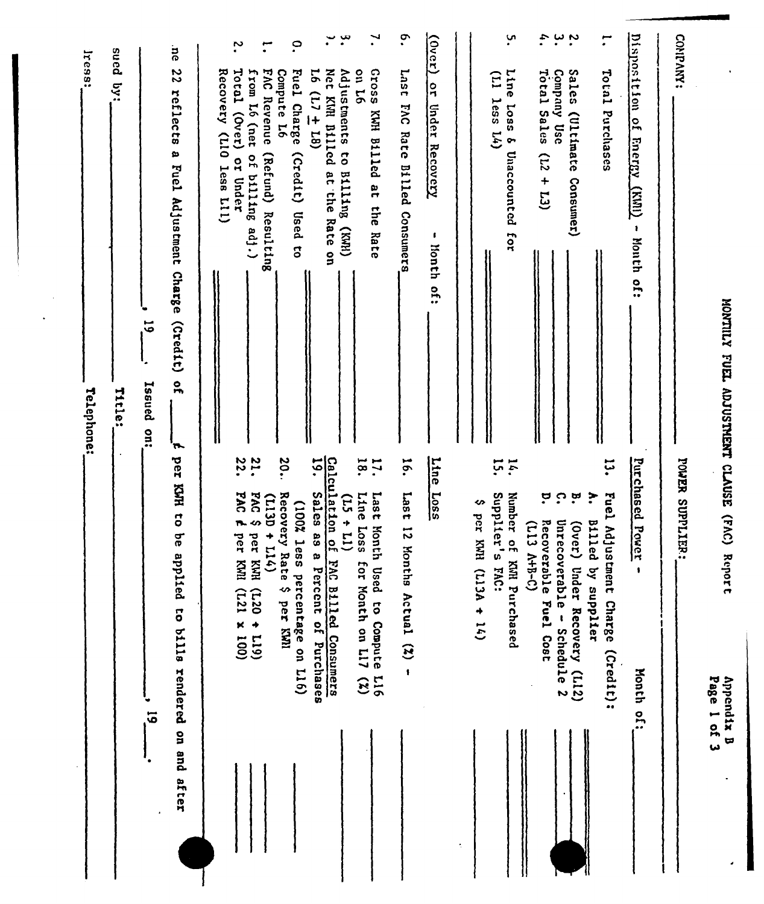Appendix B
Page 1 of 3

# MONTHLY FUEL ADJUSTMENT CLAUSE (FAC) Report

COMPANY: ____________________ POWER SUPPLIER: ____________________

**Disposition of Energy (KWH) - Month of: ____________**

1. Total Purchases ____________
2. Sales (Ultimate Consumer) ____________
3. Company Use ____________
4. Total Sales (L2 + L3) ____________
5. Line Loss & Unaccounted for (L1 less L4) ____________

**(Over) or Under Recovery - Month of: ____________**

6. Last FAC Rate Billed Consumers ____________
7. Gross KWH Billed at the Rate on L6 ____________
8. Adjustments to Billing (KWH) ____________
9. Net KWH Billed at the Rate on L6 (L7 ± L8) ____________
10. Fuel Charge (Credit) Used to Compute L6 ____________
11. FAC Revenue (Refund) Resulting from L6 (net of billing adj.) ____________
12. Total (Over) or Under Recovery (L10 less L11) ____________

**Purchased Power - Month of: ____________**

13. Fuel Adjustment Charge (Credit):
    - A. Billed by supplier ____________
    - B. (Over) Under Recovery (L12) ____________
    - C. Unrecoverable - Schedule 2 ____________
    - D. Recoverable Fuel Cost (L13 A+B-C) ____________
14. Number of KWH Purchased ____________
15. Supplier's FAC: \$ per KWH (L13A ÷ 14) ____________

**Line Loss**

16. Last 12 Months Actual (%) - ____________
17. Last Month Used to Compute L16 ____________
18. Line Loss for Month on L17 (%) (L5 ÷ L1) ____________

**Calculation of FAC Billed Consumers**

19. Sales as a Percent of Purchases (100% less percentage on L16) ____________
20. Recovery Rate \$ per KWH (L13D ÷ L14) ____________
21. FAC \$ per KWH (L20 ÷ L19) ____________
22. FAC ¢ per KWH (L21 x 100) ____________

...ne 22 reflects a Fuel Adjustment Charge (Credit) of ______ ¢ per KWH to be applied to bills rendered on and after ____________, 19___.

____________, 19___, Issued on: ____________

...sued by: ____________ Title: ____________

...ress: ____________ Telephone: ____________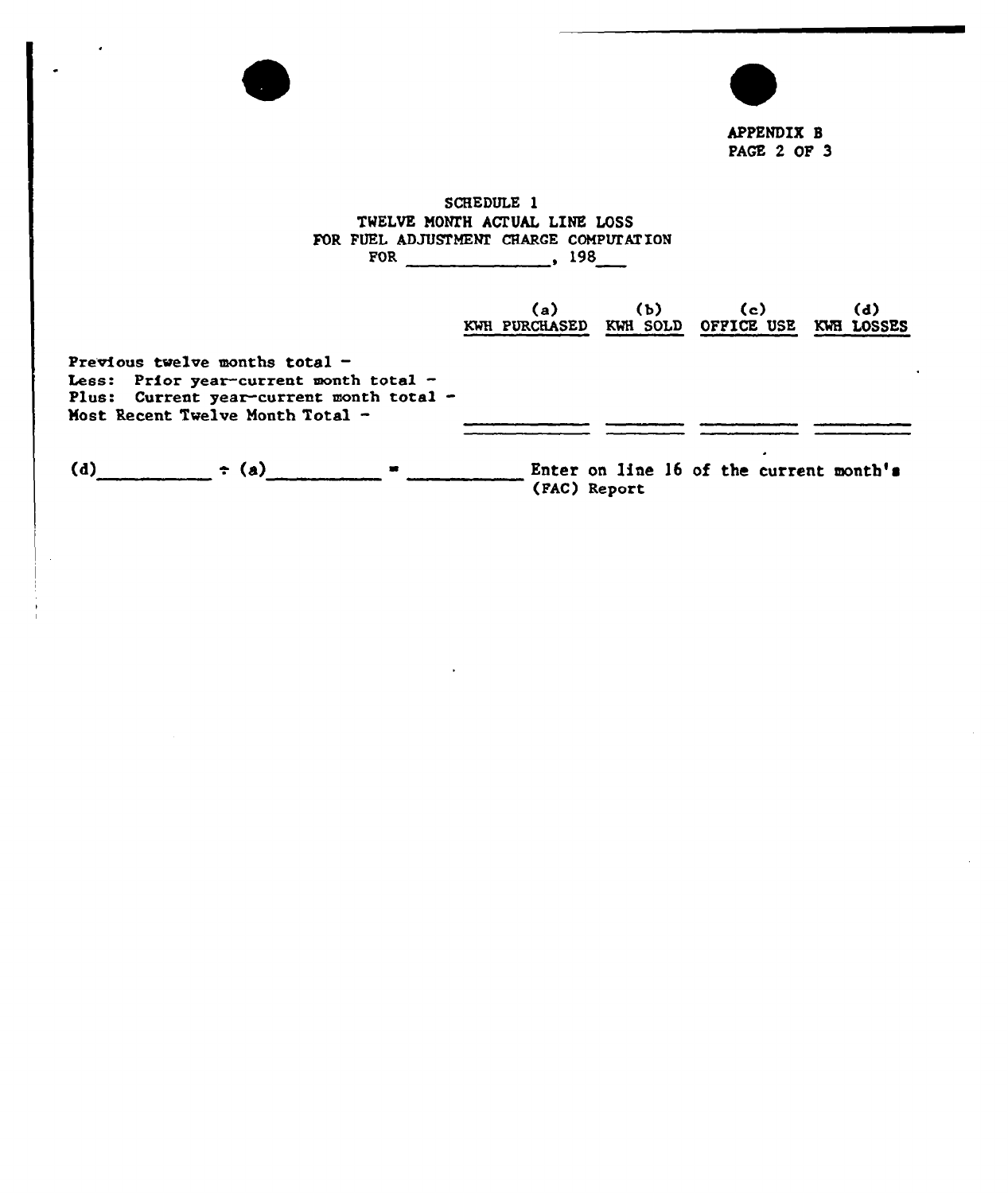APPENDIX B
PAGE 2 OF 3

## SCHEDULE 1
## TWELVE MONTH ACTUAL LINE LOSS
## FOR FUEL ADJUSTMENT CHARGE COMPUTATION
## FOR ______________, 198___

| | (a) KWH PURCHASED | (b) KWH SOLD | (c) OFFICE USE | (d) KWH LOSSES |
|---|---|---|---|---|
| Previous twelve months total - | | | | |
| Less: Prior year-current month total - | | | | |
| Plus: Current year-current month total - | | | | |
| Most Recent Twelve Month Total - | ________ | ________ | ________ | ________ |

(d)__________ ÷ (a)__________ = __________ Enter on line 16 of the current month's (FAC) Report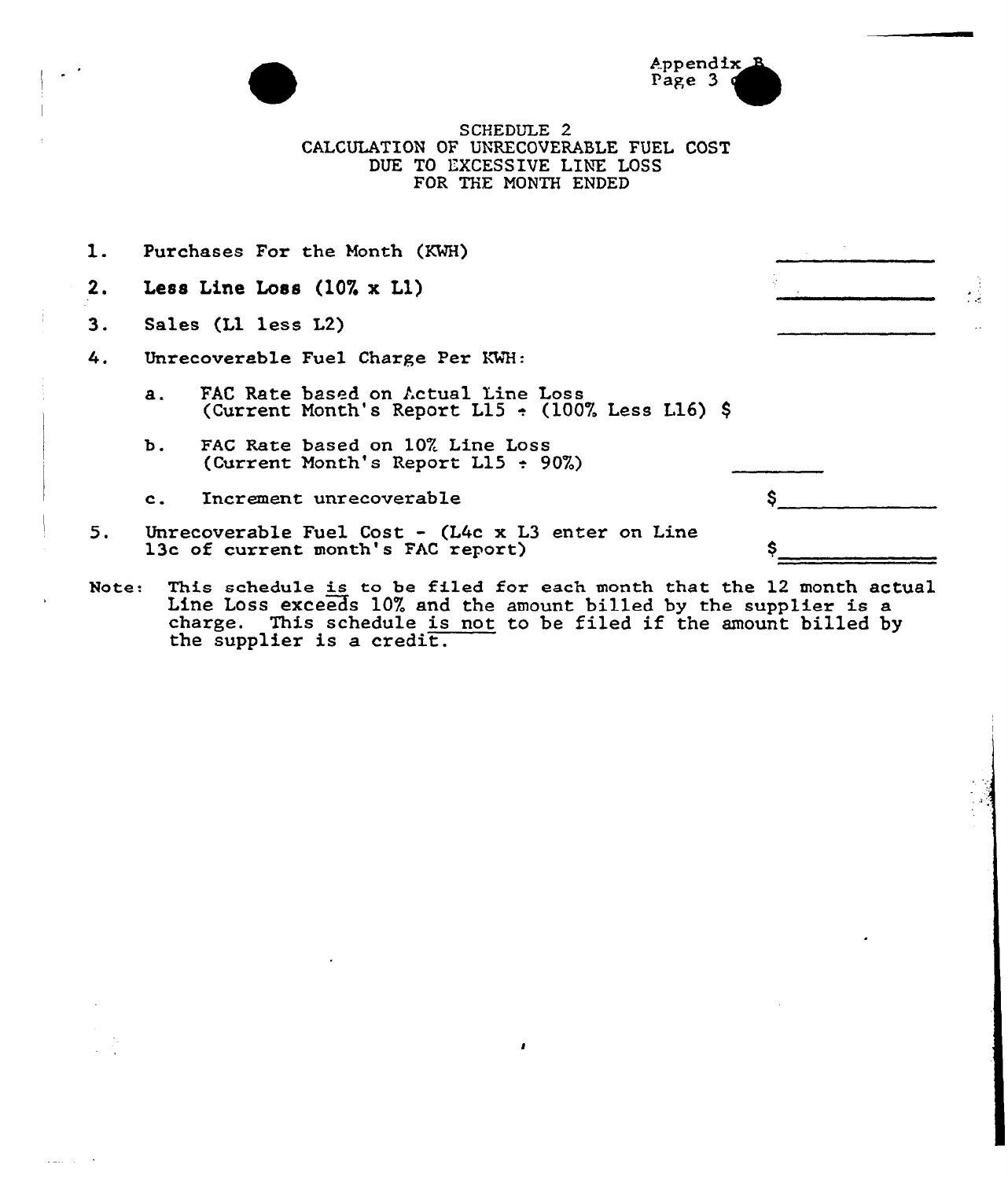Appendix B

SCHEDULE 2
CALCULATION OF UNRECOVERABLE FUEL COST
DUE TO EXCESSIVE LINE LOSS
FOR THE MONTH ENDED

1. Purchases For the Month (KWH) \_\_\_\_\_\_\_\_\_\_

2. **Less Line Loss (10% x L1)** \_\_\_\_\_\_\_\_\_\_

3. Sales (L1 less L2) \_\_\_\_\_\_\_\_\_\_

4. Unrecoverable Fuel Charge Per KWH:

   a. FAC Rate based on Actual Line Loss (Current Month's Report L15 ÷ (100% Less L16) $

   b. FAC Rate based on 10% Line Loss (Current Month's Report L15 ÷ 90%) \_\_\_\_\_\_\_\_\_\_

   c. Increment unrecoverable $\_\_\_\_\_\_\_\_\_\_

5. Unrecoverable Fuel Cost - (L4c x L3 enter on Line 13c of current month's FAC report) $\_\_\_\_\_\_\_\_\_\_

Note: This schedule is to be filed for each month that the 12 month actual Line Loss exceeds 10% and the amount billed by the supplier is a charge. This schedule is not to be filed if the amount billed by the supplier is a credit.